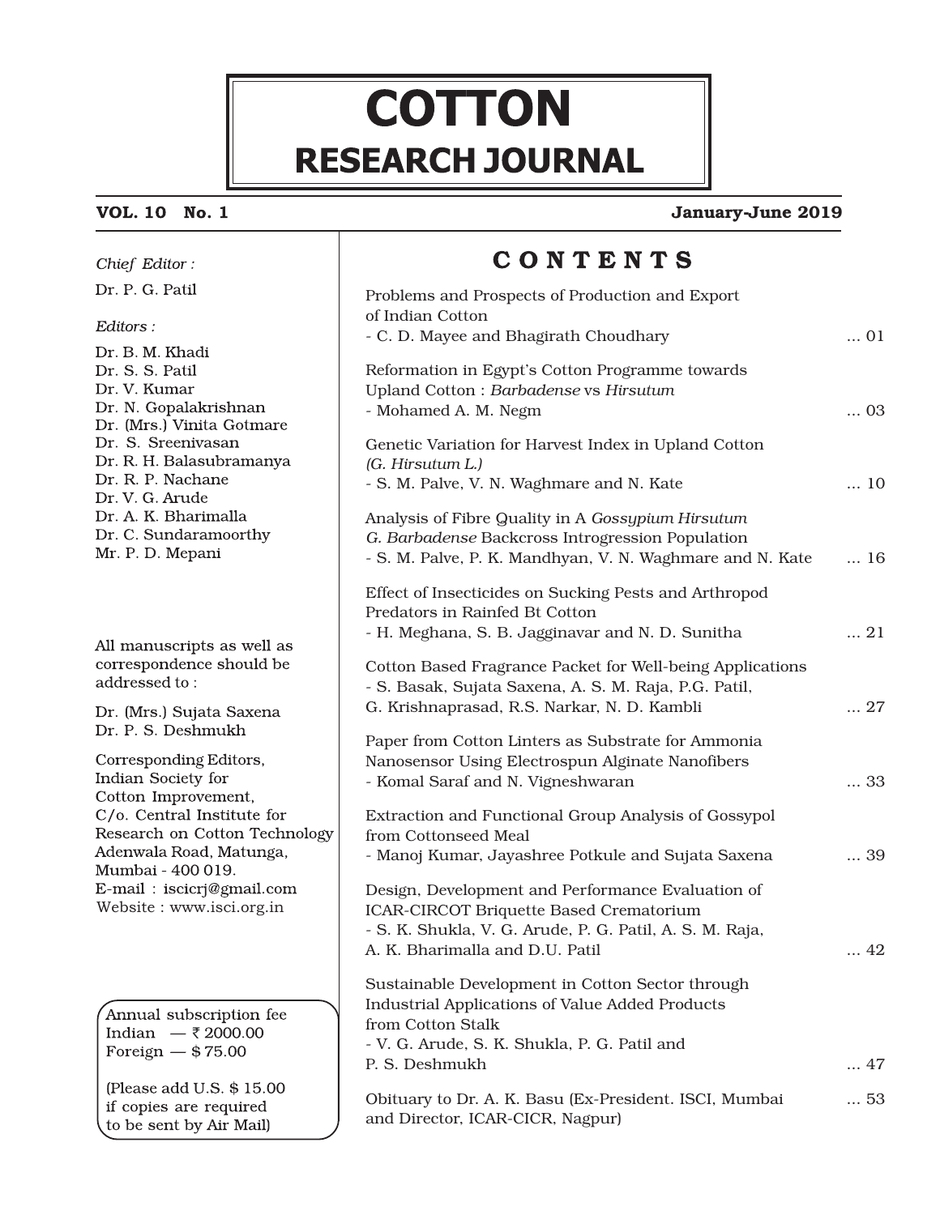# COTTON
## RESEARCH JOURNAL

**VOL. 10 No. 1** **January-June 2019**

*Chief Editor :*

Dr. P. G. Patil

*Editors :*

Dr. B. M. Khadi
Dr. S. S. Patil
Dr. V. Kumar
Dr. N. Gopalakrishnan
Dr. (Mrs.) Vinita Gotmare
Dr. S. Sreenivasan
Dr. R. H. Balasubramanya
Dr. R. P. Nachane
Dr. V. G. Arude
Dr. A. K. Bharimalla
Dr. C. Sundaramoorthy
Mr. P. D. Mepani

All manuscripts as well as correspondence should be addressed to :

Dr. (Mrs.) Sujata Saxena
Dr. P. S. Deshmukh

Corresponding Editors,
Indian Society for
Cotton Improvement,
C/o. Central Institute for
Research on Cotton Technology
Adenwala Road, Matunga,
Mumbai - 400 019.
E-mail : iscicrj@gmail.com
Website : www.isci.org.in

Annual subscription fee
Indian — ₹ 2000.00
Foreign — $ 75.00

(Please add U.S. $ 15.00 if copies are required to be sent by Air Mail)

## C O N T E N T S

| | |
|---|---|
| Problems and Prospects of Production and Export of Indian Cotton<br>- C. D. Mayee and Bhagirath Choudhary | ... 01 |
| Reformation in Egypt's Cotton Programme towards Upland Cotton : *Barbadense* vs *Hirsutum*<br>- Mohamed A. M. Negm | ... 03 |
| Genetic Variation for Harvest Index in Upland Cotton *(G. Hirsutum L.)*<br>- S. M. Palve, V. N. Waghmare and N. Kate | ... 10 |
| Analysis of Fibre Quality in A *Gossypium Hirsutum G. Barbadense* Backcross Introgression Population<br>- S. M. Palve, P. K. Mandhyan, V. N. Waghmare and N. Kate | ... 16 |
| Effect of Insecticides on Sucking Pests and Arthropod Predators in Rainfed Bt Cotton<br>- H. Meghana, S. B. Jagginavar and N. D. Sunitha | ... 21 |
| Cotton Based Fragrance Packet for Well-being Applications<br>- S. Basak, Sujata Saxena, A. S. M. Raja, P.G. Patil, G. Krishnaprasad, R.S. Narkar, N. D. Kambli | ... 27 |
| Paper from Cotton Linters as Substrate for Ammonia Nanosensor Using Electrospun Alginate Nanofibers<br>- Komal Saraf and N. Vigneshwaran | ... 33 |
| Extraction and Functional Group Analysis of Gossypol from Cottonseed Meal<br>- Manoj Kumar, Jayashree Potkule and Sujata Saxena | ... 39 |
| Design, Development and Performance Evaluation of ICAR-CIRCOT Briquette Based Crematorium<br>- S. K. Shukla, V. G. Arude, P. G. Patil, A. S. M. Raja, A. K. Bharimalla and D.U. Patil | ... 42 |
| Sustainable Development in Cotton Sector through Industrial Applications of Value Added Products from Cotton Stalk<br>- V. G. Arude, S. K. Shukla, P. G. Patil and P. S. Deshmukh | ... 47 |
| Obituary to Dr. A. K. Basu (Ex-President. ISCI, Mumbai and Director, ICAR-CICR, Nagpur) | ... 53 |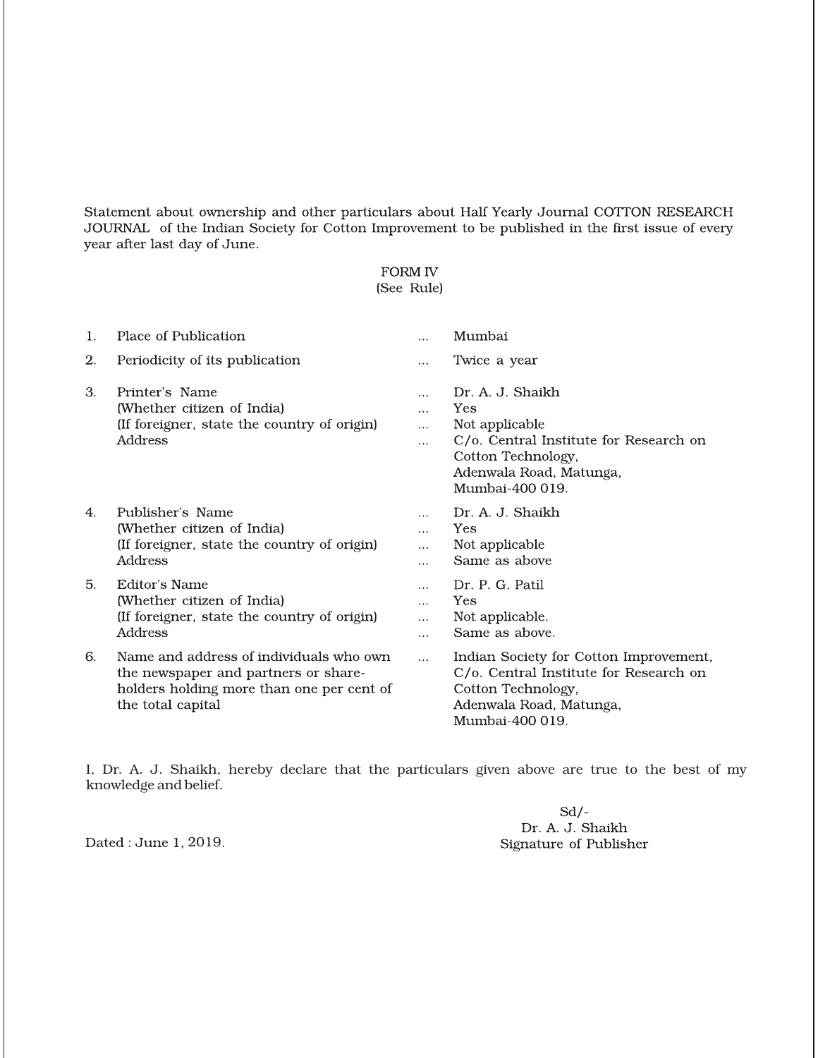Statement about ownership and other particulars about Half Yearly Journal COTTON RESEARCH JOURNAL of the Indian Society for Cotton Improvement to be published in the first issue of every year after last day of June.

FORM IV
(See Rule)

| | | | |
|---|---|---|---|
| 1. | Place of Publication | ... | Mumbai |
| 2. | Periodicity of its publication | ... | Twice a year |
| 3. | Printer's Name | ... | Dr. A. J. Shaikh |
| | (Whether citizen of India) | ... | Yes |
| | (If foreigner, state the country of origin) | ... | Not applicable |
| | Address | ... | C/o. Central Institute for Research on Cotton Technology, Adenwala Road, Matunga, Mumbai-400 019. |
| 4. | Publisher's Name | ... | Dr. A. J. Shaikh |
| | (Whether citizen of India) | ... | Yes |
| | (If foreigner, state the country of origin) | ... | Not applicable |
| | Address | ... | Same as above |
| 5. | Editor's Name | ... | Dr. P. G. Patil |
| | (Whether citizen of India) | ... | Yes |
| | (If foreigner, state the country of origin) | ... | Not applicable. |
| | Address | ... | Same as above. |
| 6. | Name and address of individuals who own the newspaper and partners or share-holders holding more than one per cent of the total capital | ... | Indian Society for Cotton Improvement, C/o. Central Institute for Research on Cotton Technology, Adenwala Road, Matunga, Mumbai-400 019. |

I, Dr. A. J. Shaikh, hereby declare that the particulars given above are true to the best of my knowledge and belief.

Sd/-
Dr. A. J. Shaikh
Signature of Publisher

Dated : June 1, 2019.